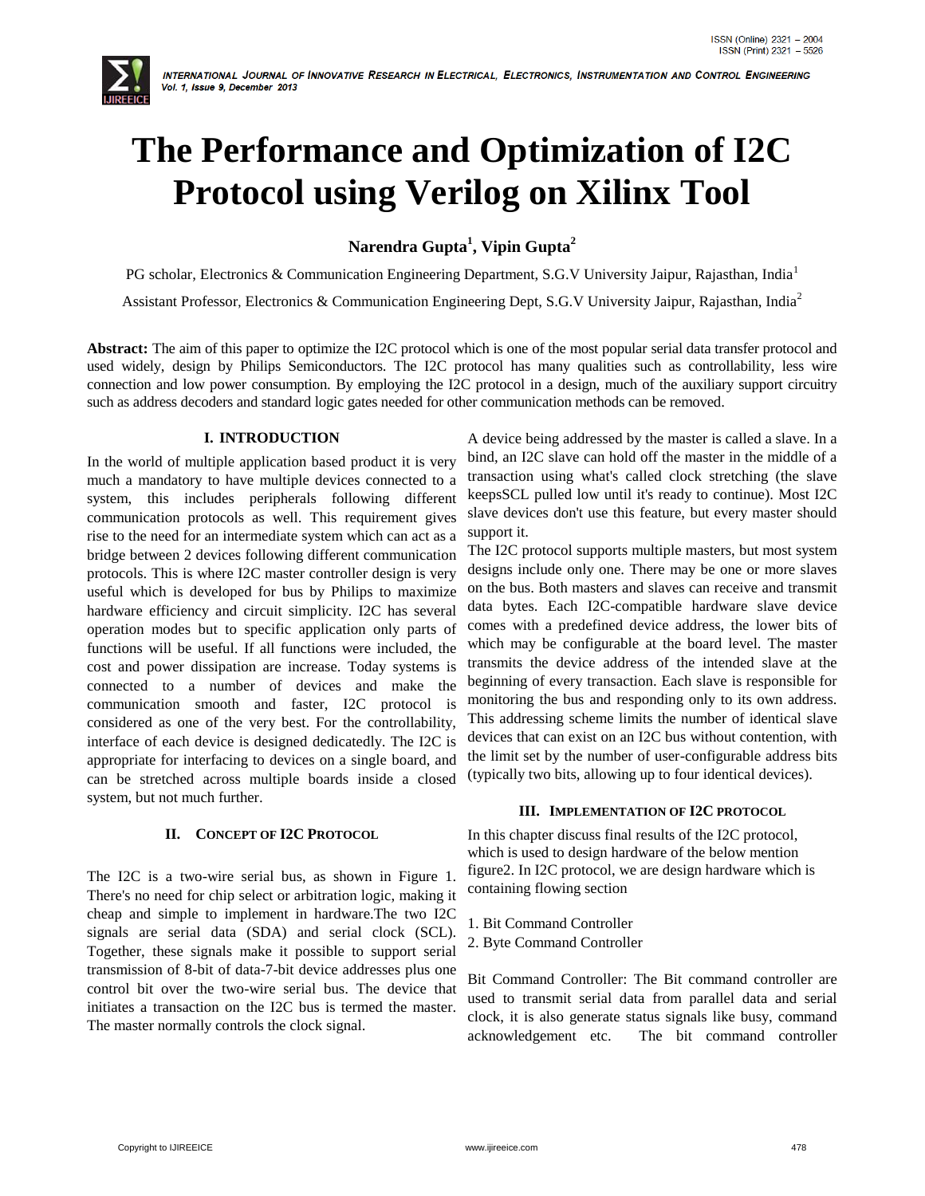# The Performance and Optimization of I2C Protocol using Verilog on Xilinx Tool

**Narendra Gupta[1], Vipin Gupta[2]**

PG scholar, Electronics & Communication Engineering Department, S.G.V University Jaipur, Rajasthan, India[1]

Assistant Professor, Electronics & Communication Engineering Dept, S.G.V University Jaipur, Rajasthan, India[2]

**Abstract:** The aim of this paper to optimize the I2C protocol which is one of the most popular serial data transfer protocol and used widely, design by Philips Semiconductors. The I2C protocol has many qualities such as controllability, less wire connection and low power consumption. By employing the I2C protocol in a design, much of the auxiliary support circuitry such as address decoders and standard logic gates needed for other communication methods can be removed.

## I. INTRODUCTION

In the world of multiple application based product it is very much a mandatory to have multiple devices connected to a system, this includes peripherals following different communication protocols as well. This requirement gives rise to the need for an intermediate system which can act as a bridge between 2 devices following different communication protocols. This is where I2C master controller design is very useful which is developed for bus by Philips to maximize hardware efficiency and circuit simplicity. I2C has several operation modes but to specific application only parts of functions will be useful. If all functions were included, the cost and power dissipation are increase. Today systems is connected to a number of devices and make the communication smooth and faster, I2C protocol is considered as one of the very best. For the controllability, interface of each device is designed dedicatedly. The I2C is appropriate for interfacing to devices on a single board, and can be stretched across multiple boards inside a closed system, but not much further.

## II. CONCEPT OF I2C PROTOCOL

The I2C is a two-wire serial bus, as shown in Figure 1. There's no need for chip select or arbitration logic, making it cheap and simple to implement in hardware.The two I2C signals are serial data (SDA) and serial clock (SCL). Together, these signals make it possible to support serial transmission of 8-bit of data-7-bit device addresses plus one control bit over the two-wire serial bus. The device that initiates a transaction on the I2C bus is termed the master. The master normally controls the clock signal.

A device being addressed by the master is called a slave. In a bind, an I2C slave can hold off the master in the middle of a transaction using what's called clock stretching (the slave keepsSCL pulled low until it's ready to continue). Most I2C slave devices don't use this feature, but every master should support it.

The I2C protocol supports multiple masters, but most system designs include only one. There may be one or more slaves on the bus. Both masters and slaves can receive and transmit data bytes. Each I2C-compatible hardware slave device comes with a predefined device address, the lower bits of which may be configurable at the board level. The master transmits the device address of the intended slave at the beginning of every transaction. Each slave is responsible for monitoring the bus and responding only to its own address. This addressing scheme limits the number of identical slave devices that can exist on an I2C bus without contention, with the limit set by the number of user-configurable address bits (typically two bits, allowing up to four identical devices).

## III. IMPLEMENTATION OF I2C PROTOCOL

In this chapter discuss final results of the I2C protocol, which is used to design hardware of the below mention figure2. In I2C protocol, we are design hardware which is containing flowing section

1. Bit Command Controller
2. Byte Command Controller

Bit Command Controller: The Bit command controller are used to transmit serial data from parallel data and serial clock, it is also generate status signals like busy, command acknowledgement etc. The bit command controller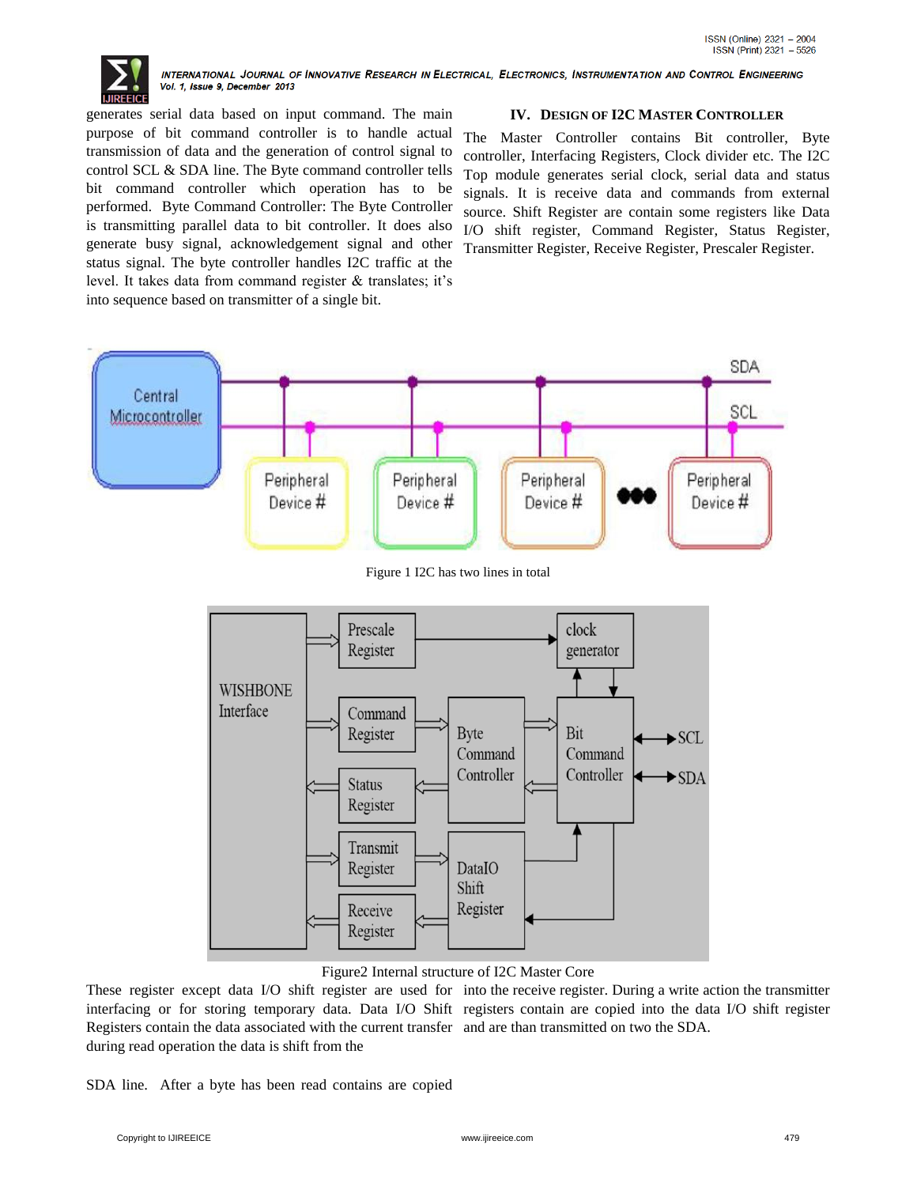generates serial data based on input command. The main purpose of bit command controller is to handle actual transmission of data and the generation of control signal to control SCL & SDA line. The Byte command controller tells bit command controller which operation has to be performed. Byte Command Controller: The Byte Controller is transmitting parallel data to bit controller. It does also generate busy signal, acknowledgement signal and other status signal. The byte controller handles I2C traffic at the level. It takes data from command register & translates; it's into sequence based on transmitter of a single bit.

## IV. Design of I2C Master Controller

The Master Controller contains Bit controller, Byte controller, Interfacing Registers, Clock divider etc. The I2C Top module generates serial clock, serial data and status signals. It is receive data and commands from external source. Shift Register are contain some registers like Data I/O shift register, Command Register, Status Register, Transmitter Register, Receive Register, Prescaler Register.

SDA
SCL
Central Microcontroller
Peripheral Device #
Peripheral Device #
Peripheral Device #
Peripheral Device #

Figure 1 I2C has two lines in total

WISHBONE Interface
Prescale Register
clock generator
Command Register
Byte Command Controller
Bit Command Controller
SCL
SDA
Status Register
Transmit Register
DataIO Shift Register
Receive Register

Figure2 Internal structure of I2C Master Core

These register except data I/O shift register are used for interfacing or for storing temporary data. Data I/O Shift Registers contain the data associated with the current transfer during read operation the data is shift from the

SDA line. After a byte has been read contains are copied into the receive register. During a write action the transmitter registers contain are copied into the data I/O shift register and are than transmitted on two the SDA.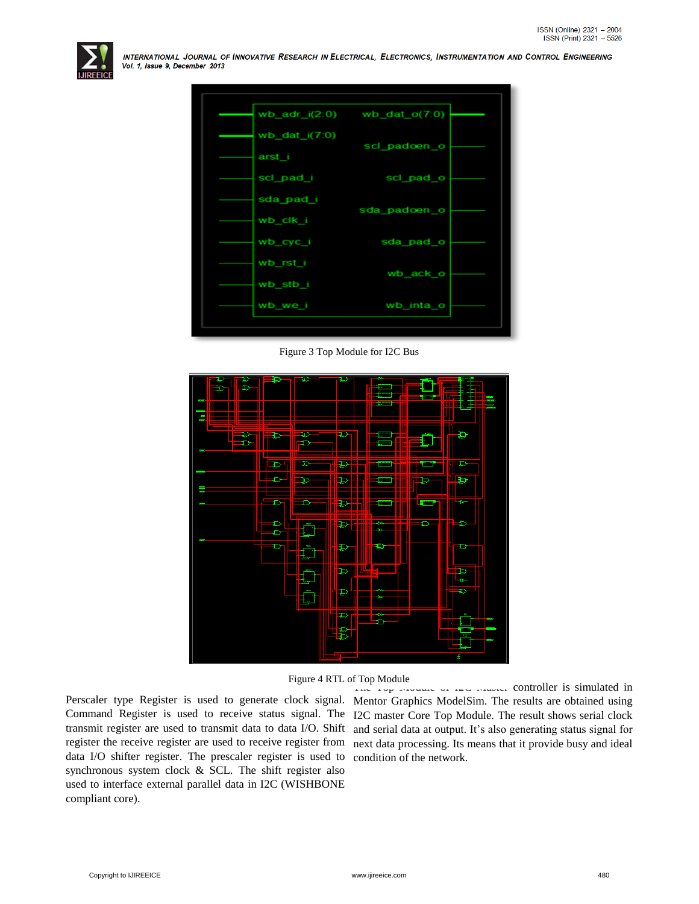wb_adr_i(2:0)
wb_dat_i(7:0)
arst_i
scl_pad_i
sda_pad_i
wb_clk_i
wb_cyc_i
wb_rst_i
wb_stb_i
wb_we_i
wb_dat_o(7:0)
scl_padoen_o
scl_pad_o
sda_padoen_o
sda_pad_o
wb_ack_o
wb_inta_o

Figure 3 Top Module for I2C Bus

Figure 4 RTL of Top Module

Perscaler type Register is used to generate clock signal. Command Register is used to receive status signal. The transmit register are used to transmit data to data I/O. Shift register the receive register are used to receive register from data I/O shifter register. The prescaler register is used to synchronous system clock & SCL. The shift register also used to interface external parallel data in I2C (WISHBONE compliant core).

The Top Module of I2C Master controller is simulated in Mentor Graphics ModelSim. The results are obtained using I2C master Core Top Module. The result shows serial clock and serial data at output. It's also generating status signal for next data processing. Its means that it provide busy and ideal condition of the network.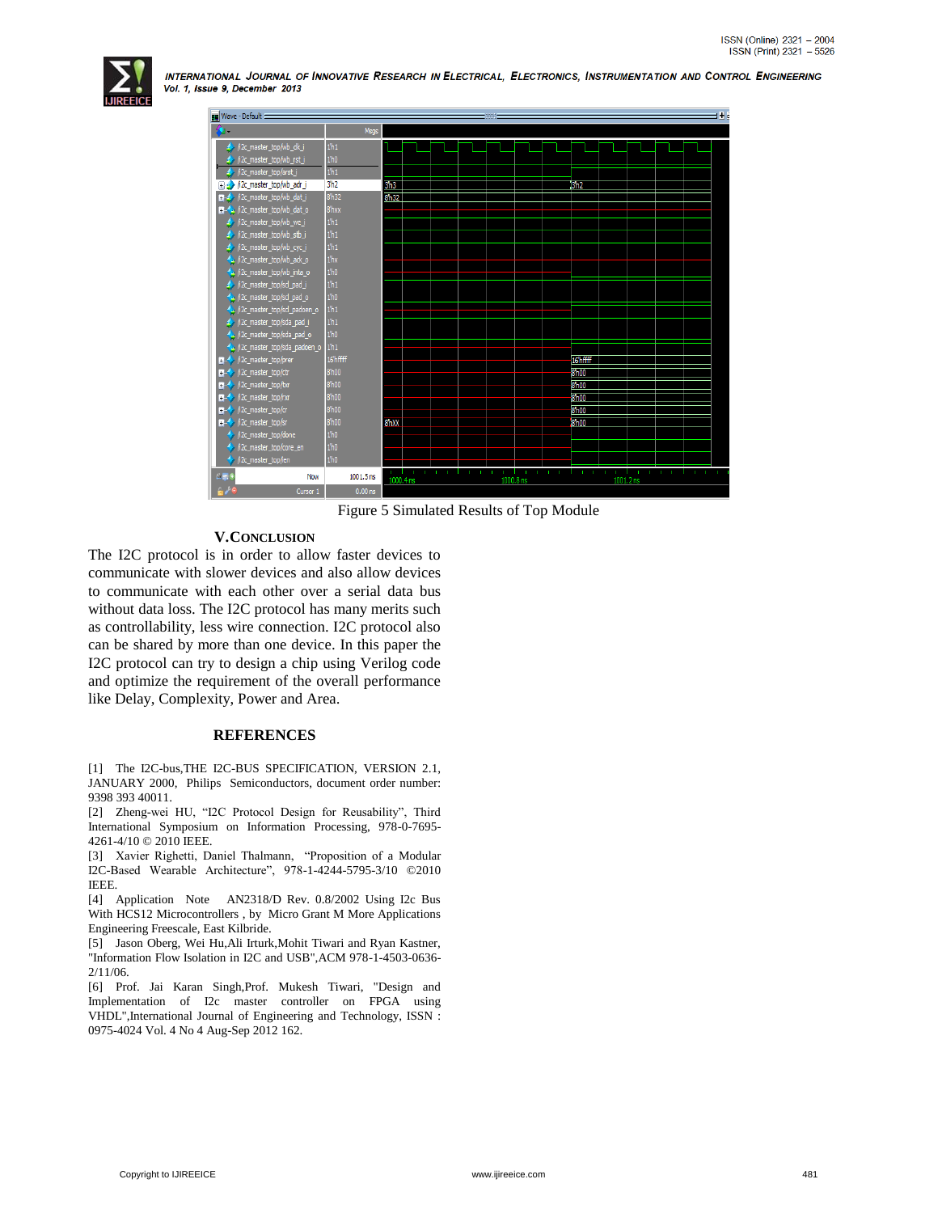Wave - Default

Msgs

/i2c_master_top/wb_clk_i 1'h1
/i2c_master_top/wb_rst_i 1'h0
/i2c_master_top/arst_i 1'h1
/i2c_master_top/wb_adr_i 3'h2
/i2c_master_top/wb_dat_i 8'h32
/i2c_master_top/wb_dat_o 8'hxx
/i2c_master_top/wb_we_i 1'h1
/i2c_master_top/wb_stb_i 1'h1
/i2c_master_top/wb_cyc_i 1'h1
/i2c_master_top/wb_ack_o 1'hx
/i2c_master_top/wb_inta_o 1'h0
/i2c_master_top/scl_pad_i 1'h1
/i2c_master_top/scl_pad_o 1'h0
/i2c_master_top/scl_padoen_o 1'h1
/i2c_master_top/sda_pad_i 1'h1
/i2c_master_top/sda_pad_o 1'h0
/i2c_master_top/sda_padoen_o 1'h1
/i2c_master_top/prer 16'hffff
/i2c_master_top/ctr 8'h00
/i2c_master_top/txr 8'h00
/i2c_master_top/rxr 8'h00
/i2c_master_top/cr 8'h00
/i2c_master_top/sr 8'h00
/i2c_master_top/done 1'h0
/i2c_master_top/core_en 1'h0
/i2c_master_top/ien 1'h0

3'h3
3'h2
8'h32
16'hffff
8'h00
8'h00
8'h00
8'h00
8'hXX
8'h00

Now 1001.5 ns
Cursor 1 0.00 ns

1000.4 ns
1000.8 ns
1001.2 ns

Figure 5 Simulated Results of Top Module

## V. CONCLUSION

The I2C protocol is in order to allow faster devices to communicate with slower devices and also allow devices to communicate with each other over a serial data bus without data loss. The I2C protocol has many merits such as controllability, less wire connection. I2C protocol also can be shared by more than one device. In this paper the I2C protocol can try to design a chip using Verilog code and optimize the requirement of the overall performance like Delay, Complexity, Power and Area.

## REFERENCES

[1] The I2C-bus,THE I2C-BUS SPECIFICATION, VERSION 2.1, JANUARY 2000, Philips Semiconductors, document order number: 9398 393 40011.

[2] Zheng-wei HU, "I2C Protocol Design for Reusability", Third International Symposium on Information Processing, 978-0-7695-4261-4/10 © 2010 IEEE.

[3] Xavier Righetti, Daniel Thalmann, "Proposition of a Modular I2C-Based Wearable Architecture", 978-1-4244-5795-3/10 ©2010 IEEE.

[4] Application Note AN2318/D Rev. 0.8/2002 Using I2c Bus With HCS12 Microcontrollers , by Micro Grant M More Applications Engineering Freescale, East Kilbride.

[5] Jason Oberg, Wei Hu,Ali Irturk,Mohit Tiwari and Ryan Kastner, "Information Flow Isolation in I2C and USB",ACM 978-1-4503-0636-2/11/06.

[6] Prof. Jai Karan Singh,Prof. Mukesh Tiwari, "Design and Implementation of I2c master controller on FPGA using VHDL",International Journal of Engineering and Technology, ISSN : 0975-4024 Vol. 4 No 4 Aug-Sep 2012 162.